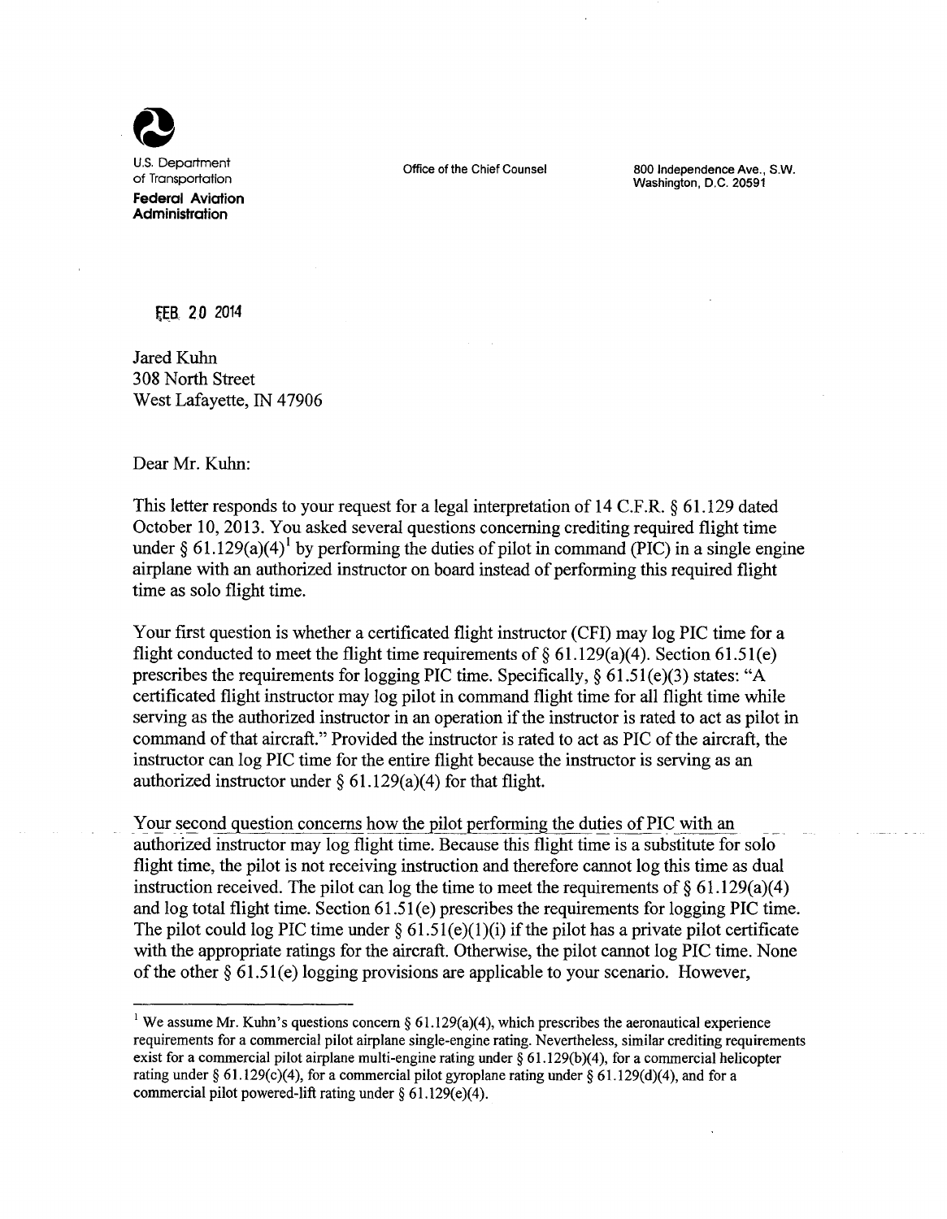U.S. Department of Transportation
**Federal Aviation Administration**

Office of the Chief Counsel

800 Independence Ave., S.W.
Washington, D.C. 20591

FEB 20 2014

Jared Kuhn
308 North Street
West Lafayette, IN 47906

Dear Mr. Kuhn:

This letter responds to your request for a legal interpretation of 14 C.F.R. § 61.129 dated October 10, 2013. You asked several questions concerning crediting required flight time under § 61.129(a)(4)[1] by performing the duties of pilot in command (PIC) in a single engine airplane with an authorized instructor on board instead of performing this required flight time as solo flight time.

Your first question is whether a certificated flight instructor (CFI) may log PIC time for a flight conducted to meet the flight time requirements of § 61.129(a)(4). Section 61.51(e) prescribes the requirements for logging PIC time. Specifically, § 61.51(e)(3) states: "A certificated flight instructor may log pilot in command flight time for all flight time while serving as the authorized instructor in an operation if the instructor is rated to act as pilot in command of that aircraft." Provided the instructor is rated to act as PIC of the aircraft, the instructor can log PIC time for the entire flight because the instructor is serving as an authorized instructor under § 61.129(a)(4) for that flight.

Your second question concerns how the pilot performing the duties of PIC with an authorized instructor may log flight time. Because this flight time is a substitute for solo flight time, the pilot is not receiving instruction and therefore cannot log this time as dual instruction received. The pilot can log the time to meet the requirements of § 61.129(a)(4) and log total flight time. Section 61.51(e) prescribes the requirements for logging PIC time. The pilot could log PIC time under § 61.51(e)(1)(i) if the pilot has a private pilot certificate with the appropriate ratings for the aircraft. Otherwise, the pilot cannot log PIC time. None of the other § 61.51(e) logging provisions are applicable to your scenario. However,

---

[1] We assume Mr. Kuhn's questions concern § 61.129(a)(4), which prescribes the aeronautical experience requirements for a commercial pilot airplane single-engine rating. Nevertheless, similar crediting requirements exist for a commercial pilot airplane multi-engine rating under § 61.129(b)(4), for a commercial helicopter rating under § 61.129(c)(4), for a commercial pilot gyroplane rating under § 61.129(d)(4), and for a commercial pilot powered-lift rating under § 61.129(e)(4).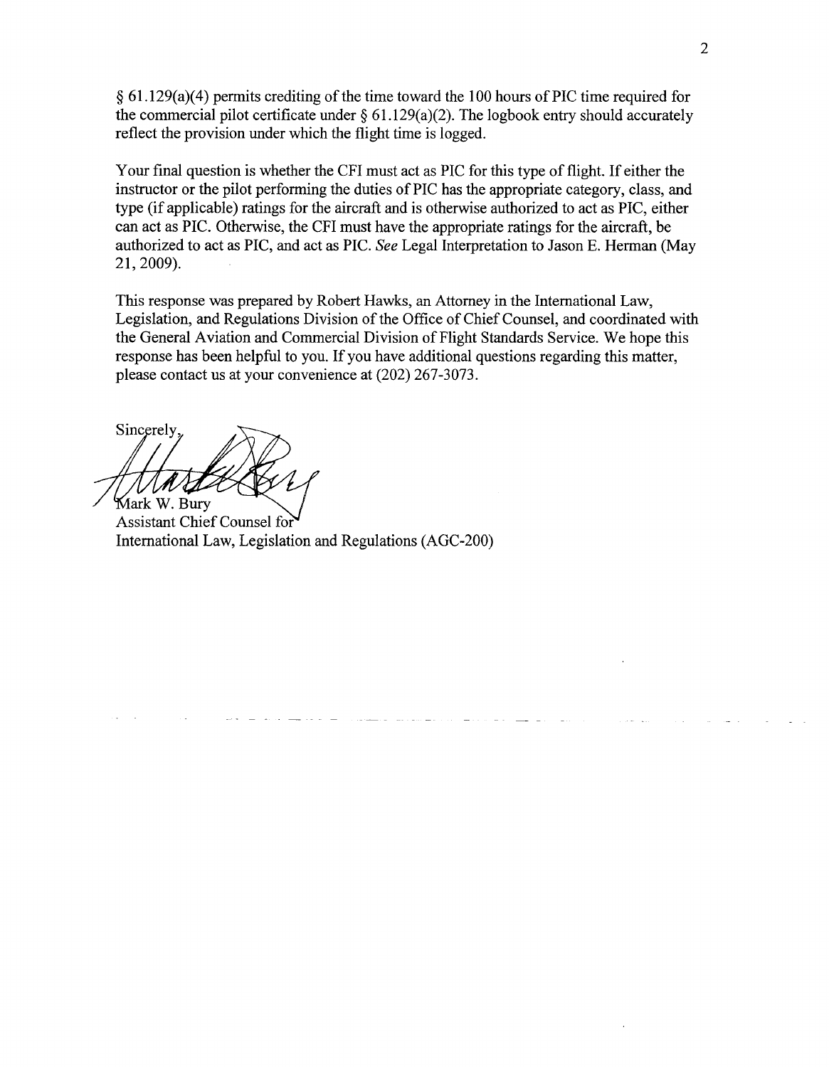§ 61.129(a)(4) permits crediting of the time toward the 100 hours of PIC time required for the commercial pilot certificate under § 61.129(a)(2). The logbook entry should accurately reflect the provision under which the flight time is logged.

Your final question is whether the CFI must act as PIC for this type of flight. If either the instructor or the pilot performing the duties of PIC has the appropriate category, class, and type (if applicable) ratings for the aircraft and is otherwise authorized to act as PIC, either can act as PIC. Otherwise, the CFI must have the appropriate ratings for the aircraft, be authorized to act as PIC, and act as PIC. *See* Legal Interpretation to Jason E. Herman (May 21, 2009).

This response was prepared by Robert Hawks, an Attorney in the International Law, Legislation, and Regulations Division of the Office of Chief Counsel, and coordinated with the General Aviation and Commercial Division of Flight Standards Service. We hope this response has been helpful to you. If you have additional questions regarding this matter, please contact us at your convenience at (202) 267-3073.

Sincerely,

Mark W. Bury  
Assistant Chief Counsel for  
International Law, Legislation and Regulations (AGC-200)